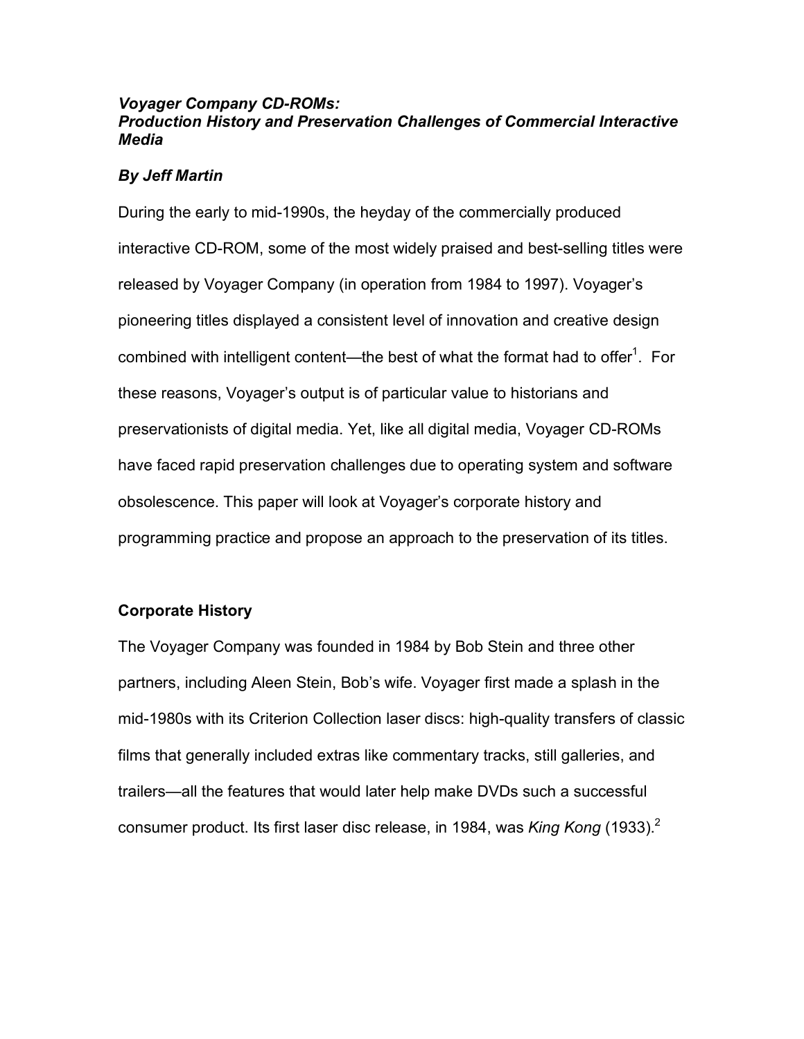# *Voyager Company CD-ROMs: Production History and Preservation Challenges of Commercial Interactive Media*

***By Jeff Martin***

During the early to mid-1990s, the heyday of the commercially produced interactive CD-ROM, some of the most widely praised and best-selling titles were released by Voyager Company (in operation from 1984 to 1997). Voyager's pioneering titles displayed a consistent level of innovation and creative design combined with intelligent content—the best of what the format had to offer[1]. For these reasons, Voyager's output is of particular value to historians and preservationists of digital media. Yet, like all digital media, Voyager CD-ROMs have faced rapid preservation challenges due to operating system and software obsolescence. This paper will look at Voyager's corporate history and programming practice and propose an approach to the preservation of its titles.

## Corporate History

The Voyager Company was founded in 1984 by Bob Stein and three other partners, including Aleen Stein, Bob's wife. Voyager first made a splash in the mid-1980s with its Criterion Collection laser discs: high-quality transfers of classic films that generally included extras like commentary tracks, still galleries, and trailers—all the features that would later help make DVDs such a successful consumer product. Its first laser disc release, in 1984, was *King Kong* (1933).[2]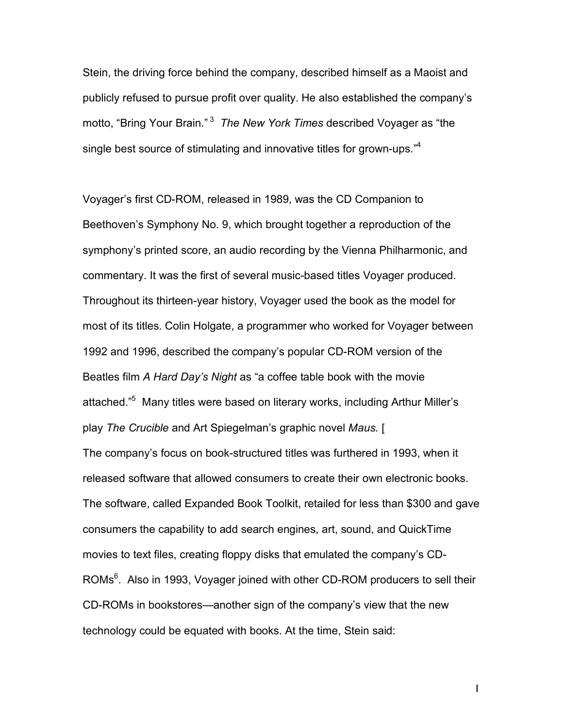Stein, the driving force behind the company, described himself as a Maoist and publicly refused to pursue profit over quality. He also established the company's motto, "Bring Your Brain."[3] *The New York Times* described Voyager as "the single best source of stimulating and innovative titles for grown-ups."[4]

Voyager's first CD-ROM, released in 1989, was the CD Companion to Beethoven's Symphony No. 9, which brought together a reproduction of the symphony's printed score, an audio recording by the Vienna Philharmonic, and commentary. It was the first of several music-based titles Voyager produced. Throughout its thirteen-year history, Voyager used the book as the model for most of its titles. Colin Holgate, a programmer who worked for Voyager between 1992 and 1996, described the company's popular CD-ROM version of the Beatles film *A Hard Day's Night* as "a coffee table book with the movie attached."[5] Many titles were based on literary works, including Arthur Miller's play *The Crucible* and Art Spiegelman's graphic novel *Maus.* [

The company's focus on book-structured titles was furthered in 1993, when it released software that allowed consumers to create their own electronic books. The software, called Expanded Book Toolkit, retailed for less than $300 and gave consumers the capability to add search engines, art, sound, and QuickTime movies to text files, creating floppy disks that emulated the company's CD-ROMs[6]. Also in 1993, Voyager joined with other CD-ROM producers to sell their CD-ROMs in bookstores—another sign of the company's view that the new technology could be equated with books. At the time, Stein said: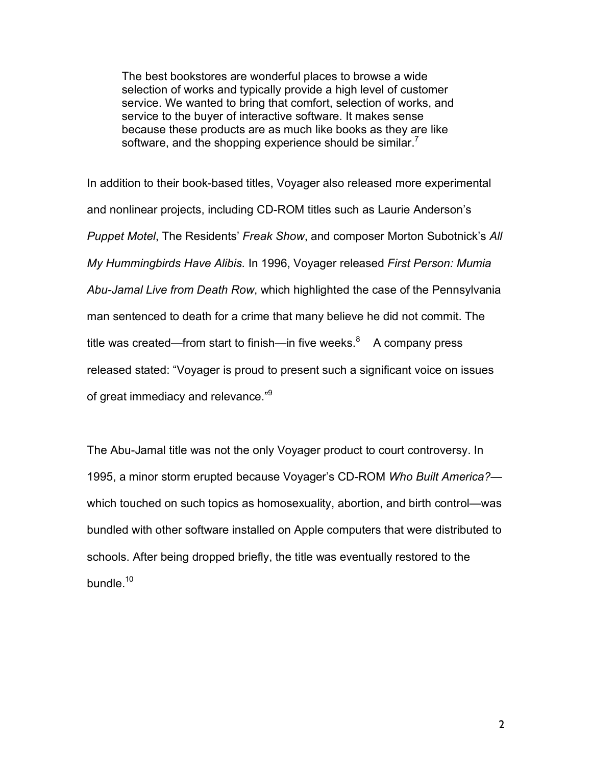> The best bookstores are wonderful places to browse a wide selection of works and typically provide a high level of customer service. We wanted to bring that comfort, selection of works, and service to the buyer of interactive software. It makes sense because these products are as much like books as they are like software, and the shopping experience should be similar.[7]

In addition to their book-based titles, Voyager also released more experimental and nonlinear projects, including CD-ROM titles such as Laurie Anderson's *Puppet Motel*, The Residents' *Freak Show*, and composer Morton Subotnick's *All My Hummingbirds Have Alibis*. In 1996, Voyager released *First Person: Mumia Abu-Jamal Live from Death Row*, which highlighted the case of the Pennsylvania man sentenced to death for a crime that many believe he did not commit. The title was created—from start to finish—in five weeks.[8] A company press released stated: "Voyager is proud to present such a significant voice on issues of great immediacy and relevance."[9]

The Abu-Jamal title was not the only Voyager product to court controversy. In 1995, a minor storm erupted because Voyager's CD-ROM *Who Built America?*—which touched on such topics as homosexuality, abortion, and birth control—was bundled with other software installed on Apple computers that were distributed to schools. After being dropped briefly, the title was eventually restored to the bundle.[10]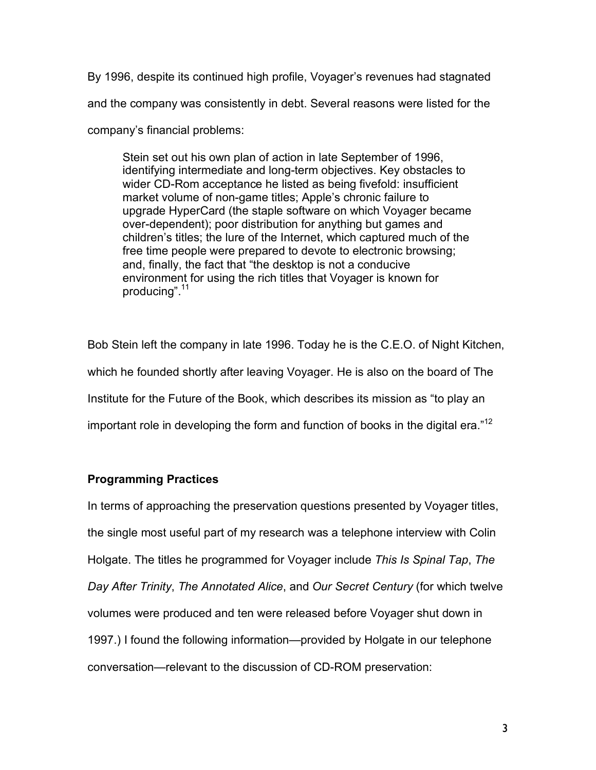By 1996, despite its continued high profile, Voyager's revenues had stagnated and the company was consistently in debt. Several reasons were listed for the company's financial problems:

> Stein set out his own plan of action in late September of 1996, identifying intermediate and long-term objectives. Key obstacles to wider CD-Rom acceptance he listed as being fivefold: insufficient market volume of non-game titles; Apple's chronic failure to upgrade HyperCard (the staple software on which Voyager became over-dependent); poor distribution for anything but games and children's titles; the lure of the Internet, which captured much of the free time people were prepared to devote to electronic browsing; and, finally, the fact that "the desktop is not a conducive environment for using the rich titles that Voyager is known for producing".[11]

Bob Stein left the company in late 1996. Today he is the C.E.O. of Night Kitchen, which he founded shortly after leaving Voyager. He is also on the board of The Institute for the Future of the Book, which describes its mission as "to play an important role in developing the form and function of books in the digital era."[12]

## Programming Practices

In terms of approaching the preservation questions presented by Voyager titles, the single most useful part of my research was a telephone interview with Colin Holgate. The titles he programmed for Voyager include *This Is Spinal Tap*, *The Day After Trinity*, *The Annotated Alice*, and *Our Secret Century* (for which twelve volumes were produced and ten were released before Voyager shut down in 1997.) I found the following information—provided by Holgate in our telephone conversation—relevant to the discussion of CD-ROM preservation: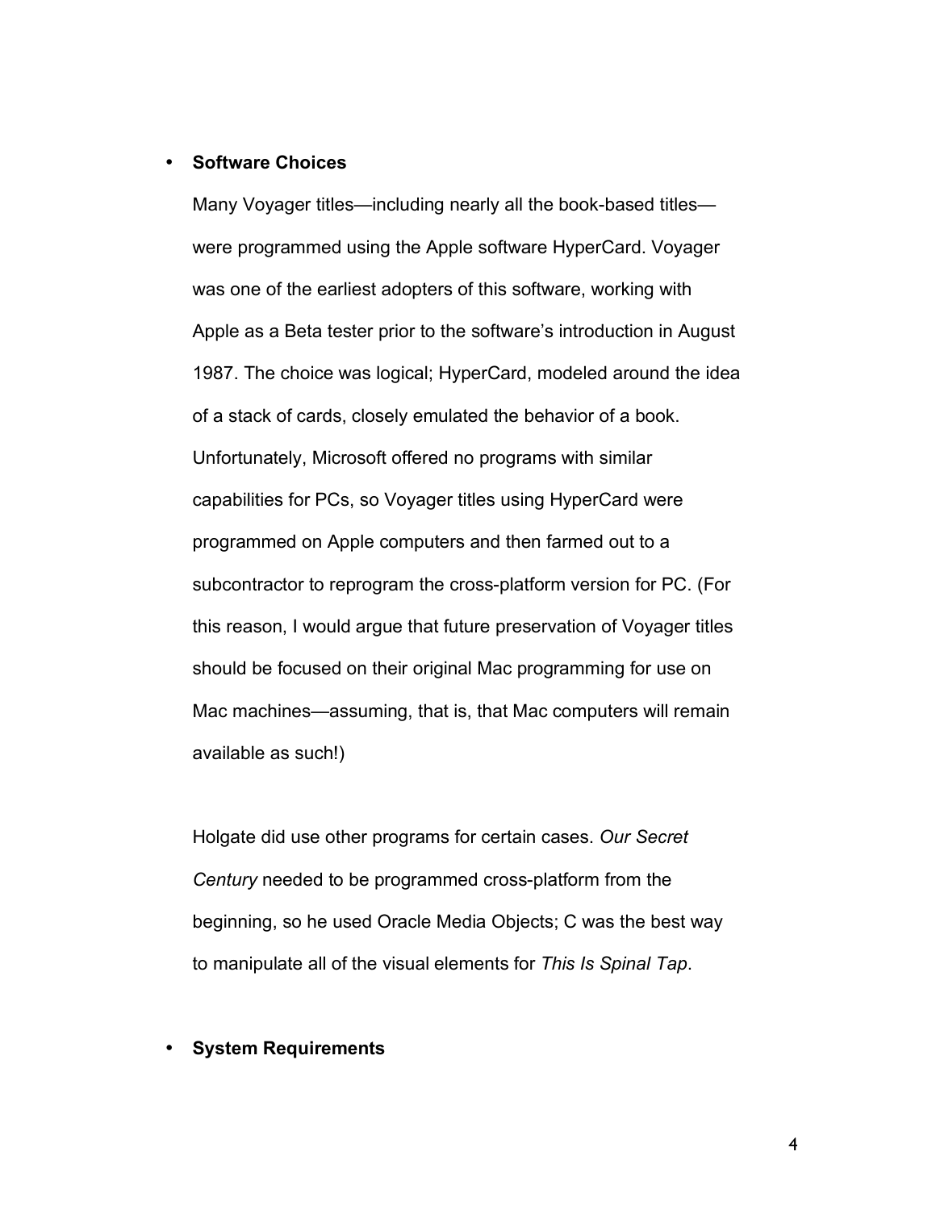- **Software Choices**

  Many Voyager titles—including nearly all the book-based titles—were programmed using the Apple software HyperCard. Voyager was one of the earliest adopters of this software, working with Apple as a Beta tester prior to the software's introduction in August 1987. The choice was logical; HyperCard, modeled around the idea of a stack of cards, closely emulated the behavior of a book. Unfortunately, Microsoft offered no programs with similar capabilities for PCs, so Voyager titles using HyperCard were programmed on Apple computers and then farmed out to a subcontractor to reprogram the cross-platform version for PC. (For this reason, I would argue that future preservation of Voyager titles should be focused on their original Mac programming for use on Mac machines—assuming, that is, that Mac computers will remain available as such!)

  Holgate did use other programs for certain cases. *Our Secret Century* needed to be programmed cross-platform from the beginning, so he used Oracle Media Objects; C was the best way to manipulate all of the visual elements for *This Is Spinal Tap*.

- **System Requirements**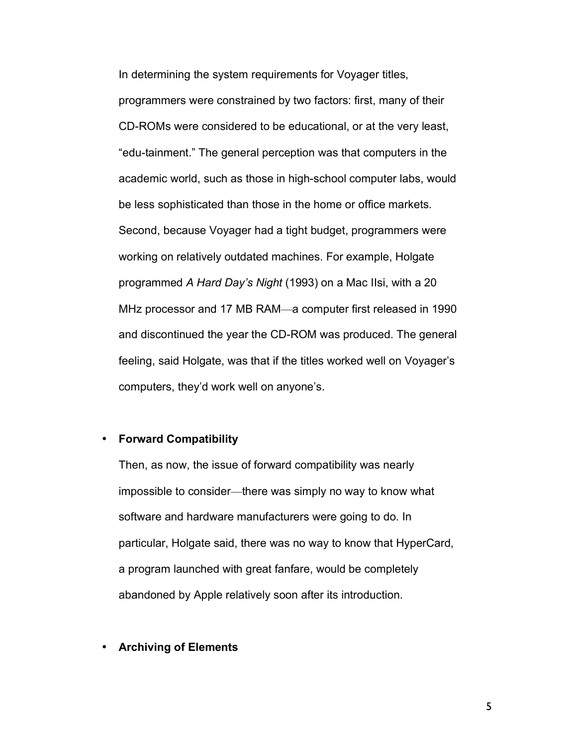In determining the system requirements for Voyager titles, programmers were constrained by two factors: first, many of their CD-ROMs were considered to be educational, or at the very least, "edu-tainment." The general perception was that computers in the academic world, such as those in high-school computer labs, would be less sophisticated than those in the home or office markets. Second, because Voyager had a tight budget, programmers were working on relatively outdated machines. For example, Holgate programmed *A Hard Day's Night* (1993) on a Mac IIsi, with a 20 MHz processor and 17 MB RAM—a computer first released in 1990 and discontinued the year the CD-ROM was produced. The general feeling, said Holgate, was that if the titles worked well on Voyager's computers, they'd work well on anyone's.

- **Forward Compatibility**

  Then, as now, the issue of forward compatibility was nearly impossible to consider—there was simply no way to know what software and hardware manufacturers were going to do. In particular, Holgate said, there was no way to know that HyperCard, a program launched with great fanfare, would be completely abandoned by Apple relatively soon after its introduction.

- **Archiving of Elements**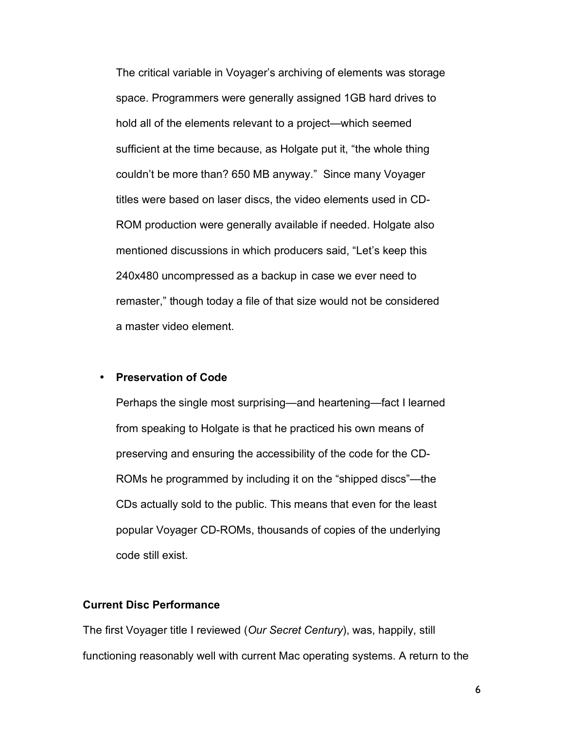The critical variable in Voyager's archiving of elements was storage space. Programmers were generally assigned 1GB hard drives to hold all of the elements relevant to a project—which seemed sufficient at the time because, as Holgate put it, "the whole thing couldn't be more than? 650 MB anyway." Since many Voyager titles were based on laser discs, the video elements used in CD-ROM production were generally available if needed. Holgate also mentioned discussions in which producers said, "Let's keep this 240x480 uncompressed as a backup in case we ever need to remaster," though today a file of that size would not be considered a master video element.

- **Preservation of Code**

  Perhaps the single most surprising—and heartening—fact I learned from speaking to Holgate is that he practiced his own means of preserving and ensuring the accessibility of the code for the CD-ROMs he programmed by including it on the "shipped discs"—the CDs actually sold to the public. This means that even for the least popular Voyager CD-ROMs, thousands of copies of the underlying code still exist.

**Current Disc Performance**

The first Voyager title I reviewed (*Our Secret Century*), was, happily, still functioning reasonably well with current Mac operating systems. A return to the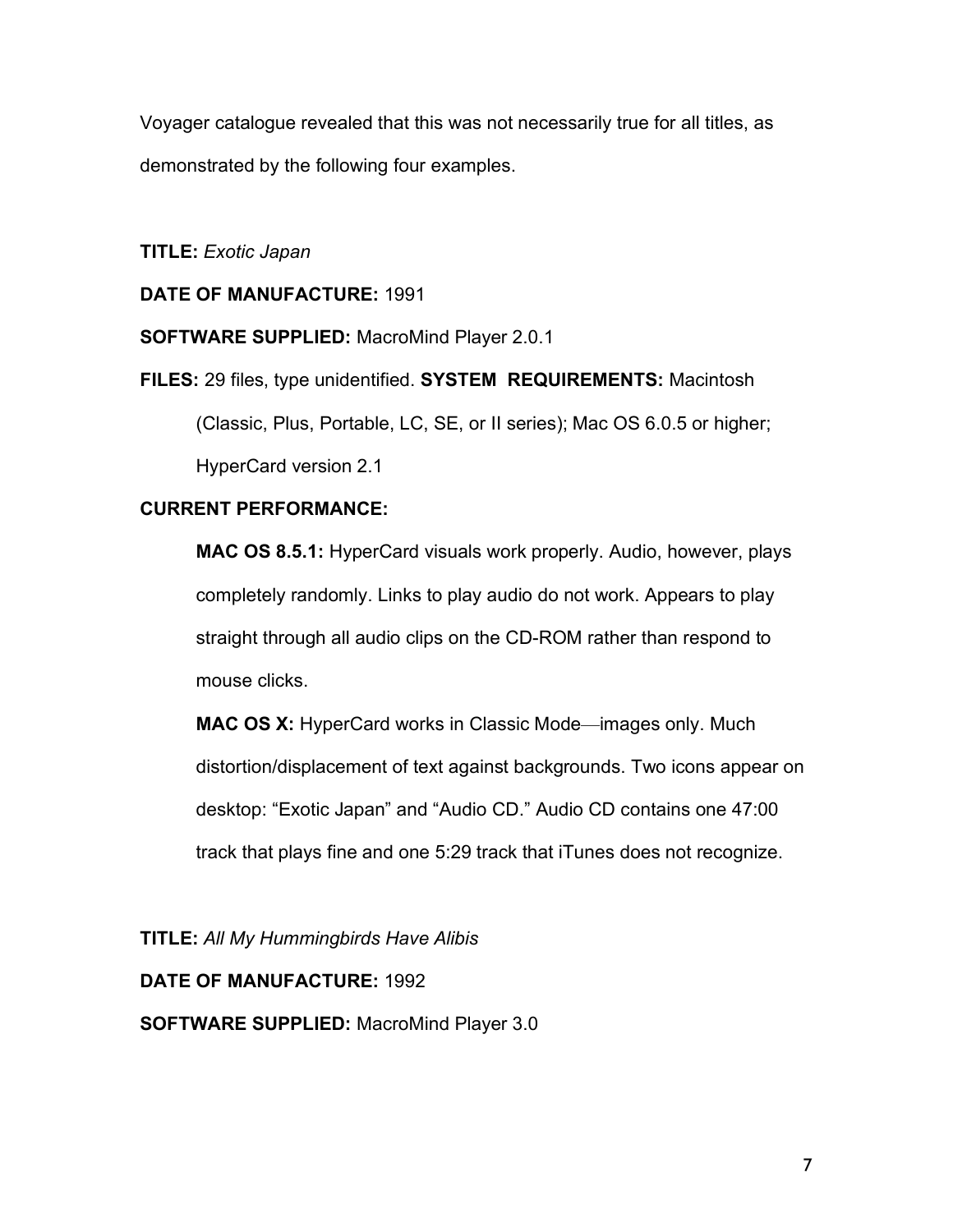Voyager catalogue revealed that this was not necessarily true for all titles, as demonstrated by the following four examples.

**TITLE:** *Exotic Japan*

**DATE OF MANUFACTURE:** 1991

**SOFTWARE SUPPLIED:** MacroMind Player 2.0.1

**FILES:** 29 files, type unidentified. **SYSTEM REQUIREMENTS:** Macintosh (Classic, Plus, Portable, LC, SE, or II series); Mac OS 6.0.5 or higher; HyperCard version 2.1

**CURRENT PERFORMANCE:**

> **MAC OS 8.5.1:** HyperCard visuals work properly. Audio, however, plays completely randomly. Links to play audio do not work. Appears to play straight through all audio clips on the CD-ROM rather than respond to mouse clicks.
>
> **MAC OS X:** HyperCard works in Classic Mode—images only. Much distortion/displacement of text against backgrounds. Two icons appear on desktop: "Exotic Japan" and "Audio CD." Audio CD contains one 47:00 track that plays fine and one 5:29 track that iTunes does not recognize.

**TITLE:** *All My Hummingbirds Have Alibis*

**DATE OF MANUFACTURE:** 1992

**SOFTWARE SUPPLIED:** MacroMind Player 3.0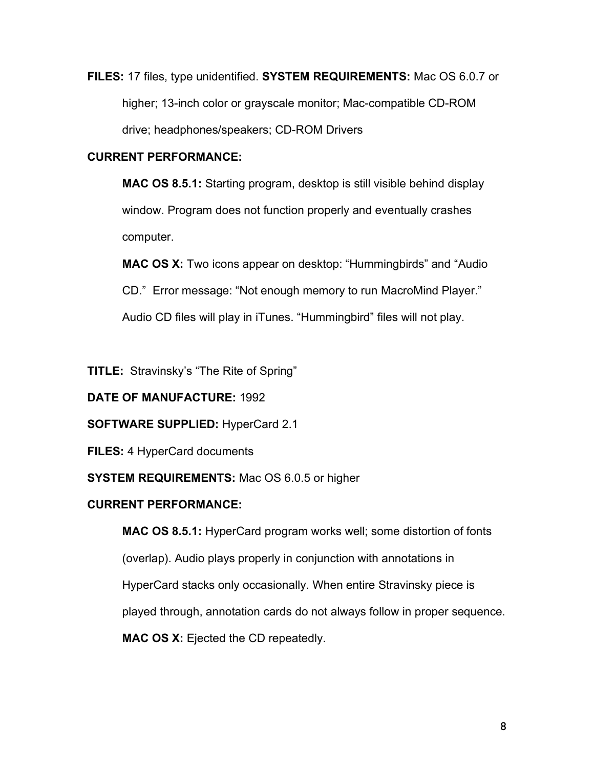**FILES:** 17 files, type unidentified. **SYSTEM REQUIREMENTS:** Mac OS 6.0.7 or higher; 13-inch color or grayscale monitor; Mac-compatible CD-ROM drive; headphones/speakers; CD-ROM Drivers

**CURRENT PERFORMANCE:**

**MAC OS 8.5.1:** Starting program, desktop is still visible behind display window. Program does not function properly and eventually crashes computer.

**MAC OS X:** Two icons appear on desktop: "Hummingbirds" and "Audio CD." Error message: "Not enough memory to run MacroMind Player." Audio CD files will play in iTunes. "Hummingbird" files will not play.

**TITLE:** Stravinsky's "The Rite of Spring"

**DATE OF MANUFACTURE:** 1992

**SOFTWARE SUPPLIED:** HyperCard 2.1

**FILES:** 4 HyperCard documents

**SYSTEM REQUIREMENTS:** Mac OS 6.0.5 or higher

**CURRENT PERFORMANCE:**

**MAC OS 8.5.1:** HyperCard program works well; some distortion of fonts (overlap). Audio plays properly in conjunction with annotations in HyperCard stacks only occasionally. When entire Stravinsky piece is played through, annotation cards do not always follow in proper sequence.

**MAC OS X:** Ejected the CD repeatedly.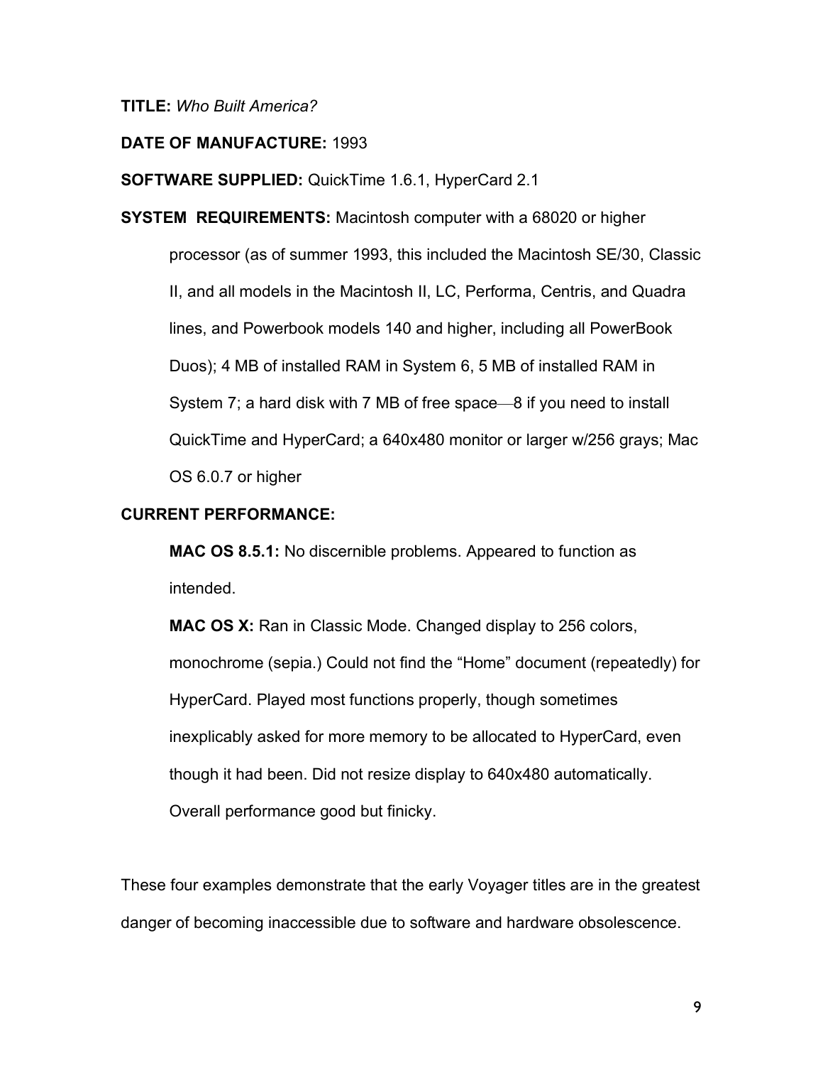**TITLE:** *Who Built America?*

**DATE OF MANUFACTURE:** 1993

**SOFTWARE SUPPLIED:** QuickTime 1.6.1, HyperCard 2.1

**SYSTEM REQUIREMENTS:** Macintosh computer with a 68020 or higher processor (as of summer 1993, this included the Macintosh SE/30, Classic II, and all models in the Macintosh II, LC, Performa, Centris, and Quadra lines, and Powerbook models 140 and higher, including all PowerBook Duos); 4 MB of installed RAM in System 6, 5 MB of installed RAM in System 7; a hard disk with 7 MB of free space—8 if you need to install QuickTime and HyperCard; a 640x480 monitor or larger w/256 grays; Mac OS 6.0.7 or higher

**CURRENT PERFORMANCE:**

**MAC OS 8.5.1:** No discernible problems. Appeared to function as intended.

**MAC OS X:** Ran in Classic Mode. Changed display to 256 colors, monochrome (sepia.) Could not find the "Home" document (repeatedly) for HyperCard. Played most functions properly, though sometimes inexplicably asked for more memory to be allocated to HyperCard, even though it had been. Did not resize display to 640x480 automatically. Overall performance good but finicky.

These four examples demonstrate that the early Voyager titles are in the greatest danger of becoming inaccessible due to software and hardware obsolescence.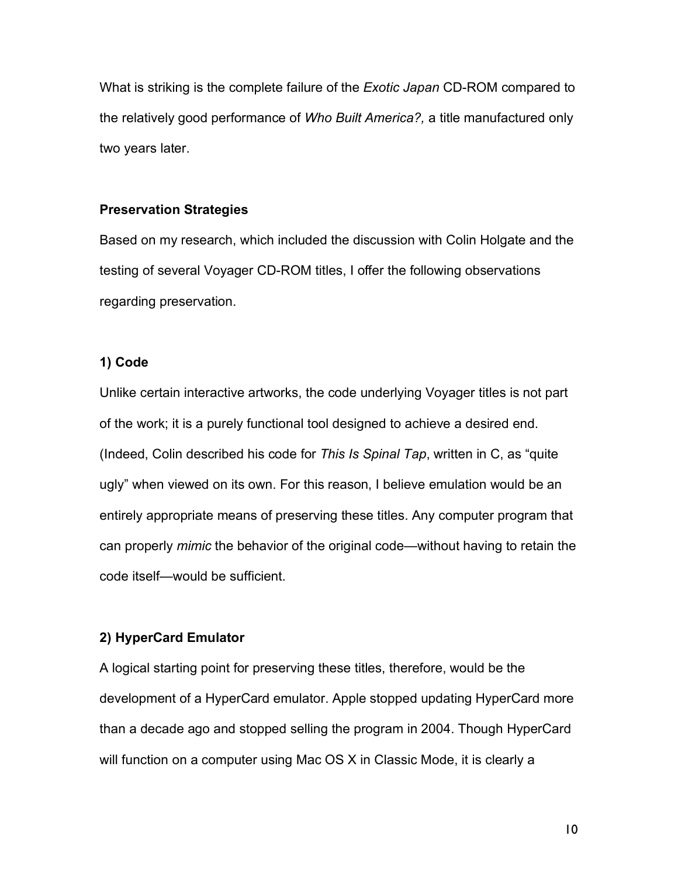What is striking is the complete failure of the *Exotic Japan* CD-ROM compared to the relatively good performance of *Who Built America?,* a title manufactured only two years later.

### Preservation Strategies

Based on my research, which included the discussion with Colin Holgate and the testing of several Voyager CD-ROM titles, I offer the following observations regarding preservation.

#### 1) Code

Unlike certain interactive artworks, the code underlying Voyager titles is not part of the work; it is a purely functional tool designed to achieve a desired end. (Indeed, Colin described his code for *This Is Spinal Tap*, written in C, as "quite ugly" when viewed on its own. For this reason, I believe emulation would be an entirely appropriate means of preserving these titles. Any computer program that can properly *mimic* the behavior of the original code—without having to retain the code itself—would be sufficient.

#### 2) HyperCard Emulator

A logical starting point for preserving these titles, therefore, would be the development of a HyperCard emulator. Apple stopped updating HyperCard more than a decade ago and stopped selling the program in 2004. Though HyperCard will function on a computer using Mac OS X in Classic Mode, it is clearly a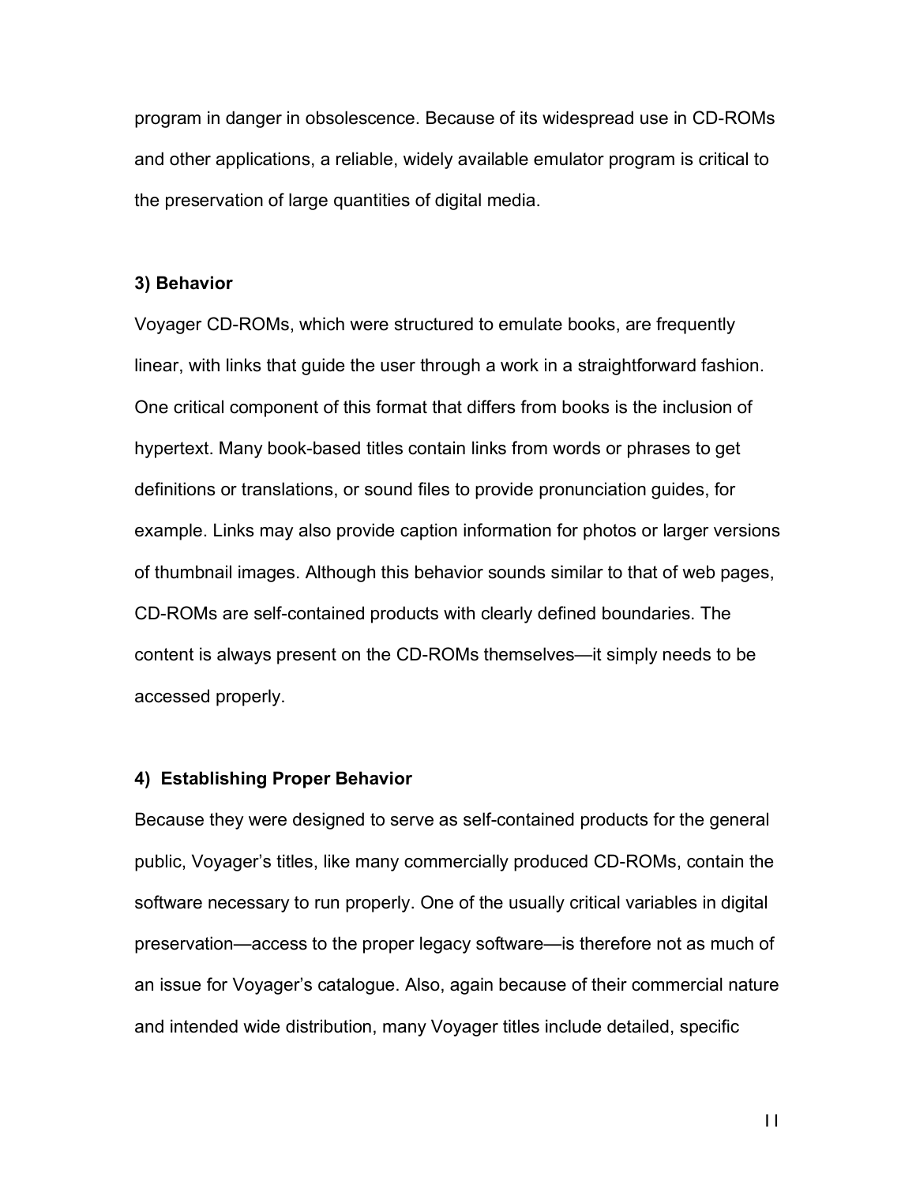program in danger in obsolescence. Because of its widespread use in CD-ROMs and other applications, a reliable, widely available emulator program is critical to the preservation of large quantities of digital media.

### 3) Behavior

Voyager CD-ROMs, which were structured to emulate books, are frequently linear, with links that guide the user through a work in a straightforward fashion. One critical component of this format that differs from books is the inclusion of hypertext. Many book-based titles contain links from words or phrases to get definitions or translations, or sound files to provide pronunciation guides, for example. Links may also provide caption information for photos or larger versions of thumbnail images. Although this behavior sounds similar to that of web pages, CD-ROMs are self-contained products with clearly defined boundaries. The content is always present on the CD-ROMs themselves—it simply needs to be accessed properly.

### 4) Establishing Proper Behavior

Because they were designed to serve as self-contained products for the general public, Voyager's titles, like many commercially produced CD-ROMs, contain the software necessary to run properly. One of the usually critical variables in digital preservation—access to the proper legacy software—is therefore not as much of an issue for Voyager's catalogue. Also, again because of their commercial nature and intended wide distribution, many Voyager titles include detailed, specific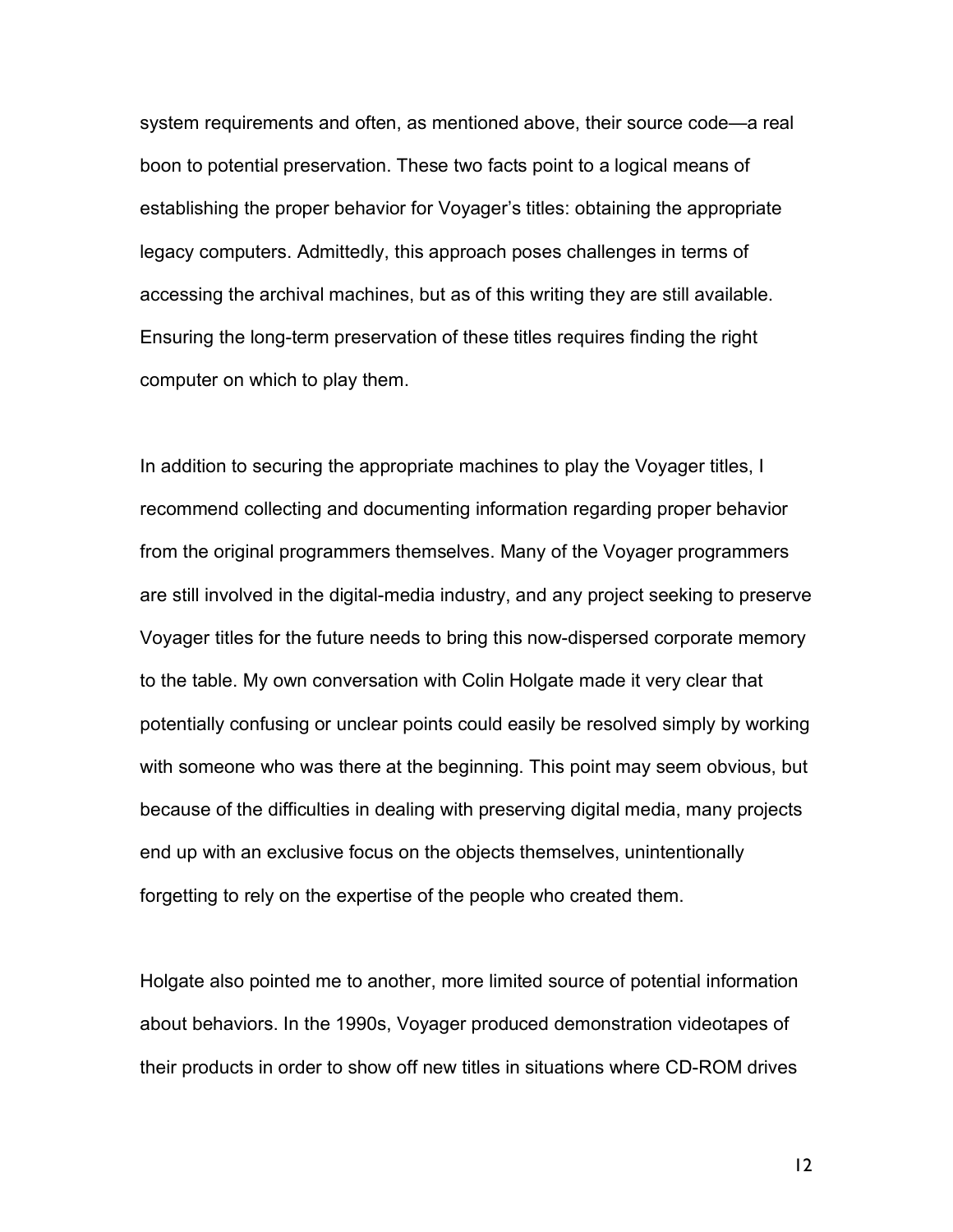system requirements and often, as mentioned above, their source code—a real boon to potential preservation. These two facts point to a logical means of establishing the proper behavior for Voyager's titles: obtaining the appropriate legacy computers. Admittedly, this approach poses challenges in terms of accessing the archival machines, but as of this writing they are still available. Ensuring the long-term preservation of these titles requires finding the right computer on which to play them.

In addition to securing the appropriate machines to play the Voyager titles, I recommend collecting and documenting information regarding proper behavior from the original programmers themselves. Many of the Voyager programmers are still involved in the digital-media industry, and any project seeking to preserve Voyager titles for the future needs to bring this now-dispersed corporate memory to the table. My own conversation with Colin Holgate made it very clear that potentially confusing or unclear points could easily be resolved simply by working with someone who was there at the beginning. This point may seem obvious, but because of the difficulties in dealing with preserving digital media, many projects end up with an exclusive focus on the objects themselves, unintentionally forgetting to rely on the expertise of the people who created them.

Holgate also pointed me to another, more limited source of potential information about behaviors. In the 1990s, Voyager produced demonstration videotapes of their products in order to show off new titles in situations where CD-ROM drives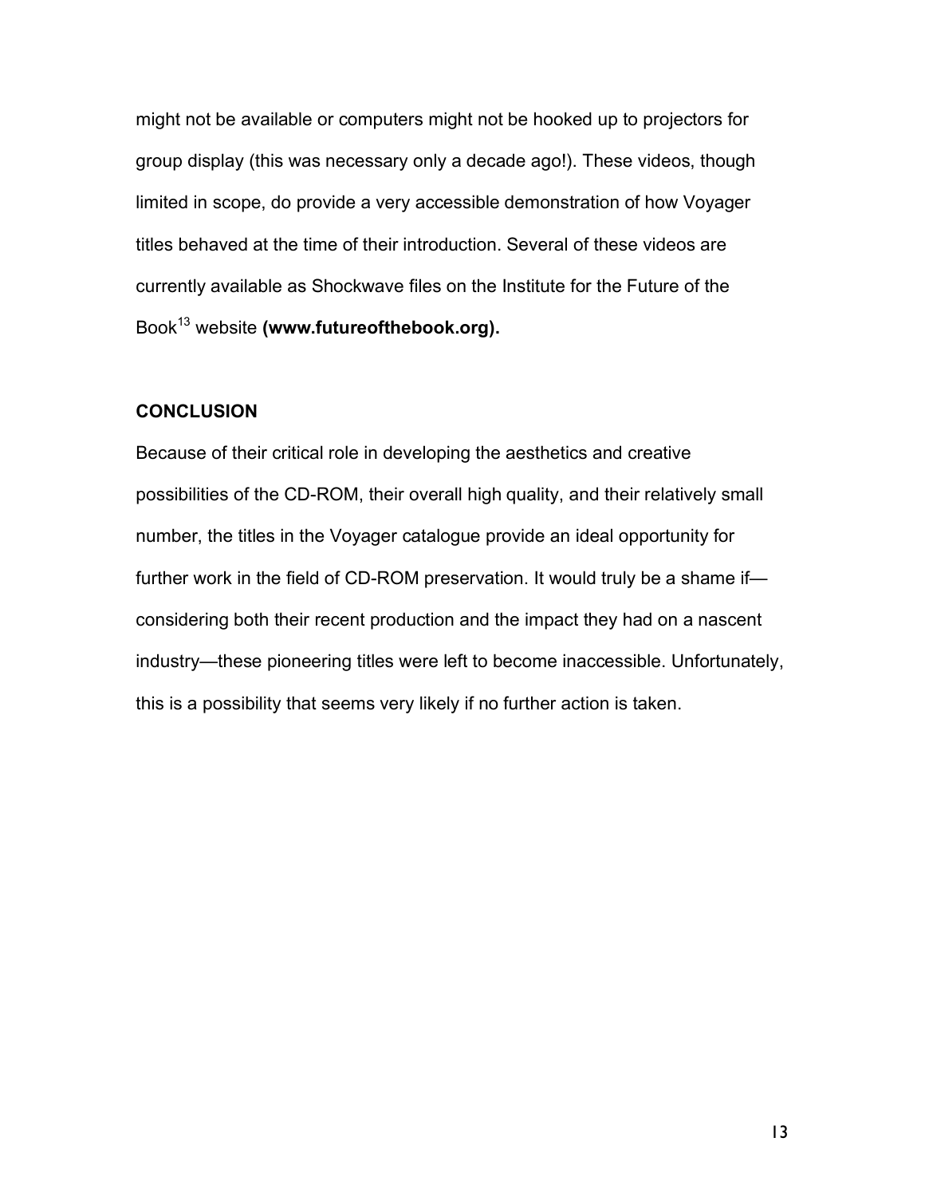might not be available or computers might not be hooked up to projectors for group display (this was necessary only a decade ago!). These videos, though limited in scope, do provide a very accessible demonstration of how Voyager titles behaved at the time of their introduction. Several of these videos are currently available as Shockwave files on the Institute for the Future of the Book[13] website **(www.futureofthebook.org).**

## CONCLUSION

Because of their critical role in developing the aesthetics and creative possibilities of the CD-ROM, their overall high quality, and their relatively small number, the titles in the Voyager catalogue provide an ideal opportunity for further work in the field of CD-ROM preservation. It would truly be a shame if—considering both their recent production and the impact they had on a nascent industry—these pioneering titles were left to become inaccessible. Unfortunately, this is a possibility that seems very likely if no further action is taken.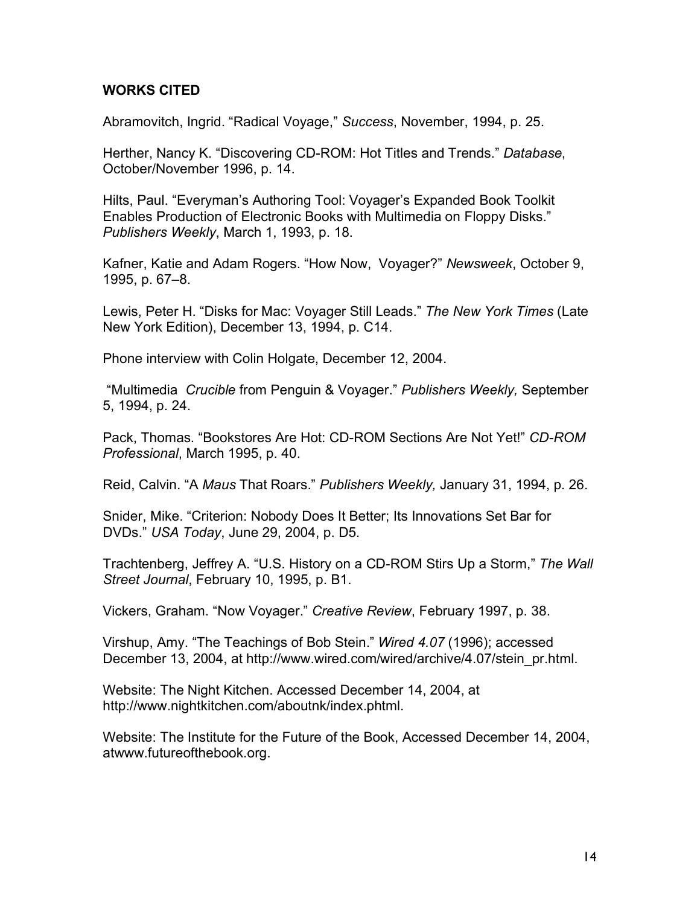## WORKS CITED

Abramovitch, Ingrid. “Radical Voyage,” *Success*, November, 1994, p. 25.

Herther, Nancy K. “Discovering CD-ROM: Hot Titles and Trends.” *Database*, October/November 1996, p. 14.

Hilts, Paul. “Everyman’s Authoring Tool: Voyager’s Expanded Book Toolkit Enables Production of Electronic Books with Multimedia on Floppy Disks.” *Publishers Weekly*, March 1, 1993, p. 18.

Kafner, Katie and Adam Rogers. “How Now, Voyager?” *Newsweek*, October 9, 1995, p. 67–8.

Lewis, Peter H. “Disks for Mac: Voyager Still Leads.” *The New York Times* (Late New York Edition), December 13, 1994, p. C14.

Phone interview with Colin Holgate, December 12, 2004.

“Multimedia *Crucible* from Penguin & Voyager.” *Publishers Weekly,* September 5, 1994, p. 24.

Pack, Thomas. “Bookstores Are Hot: CD-ROM Sections Are Not Yet!” *CD-ROM Professional*, March 1995, p. 40.

Reid, Calvin. “A *Maus* That Roars.” *Publishers Weekly,* January 31, 1994, p. 26.

Snider, Mike. “Criterion: Nobody Does It Better; Its Innovations Set Bar for DVDs.” *USA Today*, June 29, 2004, p. D5.

Trachtenberg, Jeffrey A. “U.S. History on a CD-ROM Stirs Up a Storm,” *The Wall Street Journal*, February 10, 1995, p. B1.

Vickers, Graham. “Now Voyager.” *Creative Review*, February 1997, p. 38.

Virshup, Amy. “The Teachings of Bob Stein.” *Wired 4.07* (1996); accessed December 13, 2004, at http://www.wired.com/wired/archive/4.07/stein_pr.html.

Website: The Night Kitchen. Accessed December 14, 2004, at http://www.nightkitchen.com/aboutnk/index.phtml.

Website: The Institute for the Future of the Book, Accessed December 14, 2004, atwww.futureofthebook.org.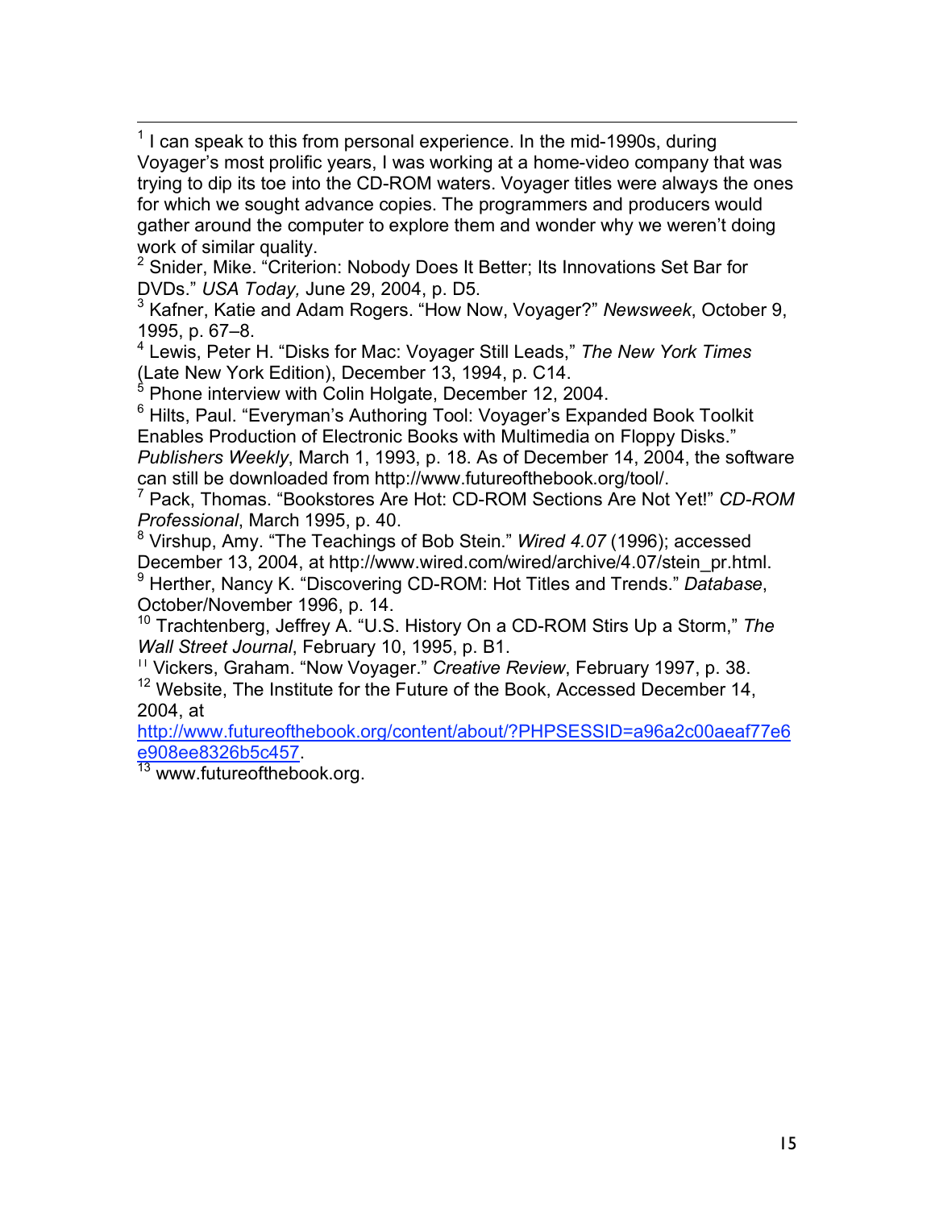---

[1] I can speak to this from personal experience. In the mid-1990s, during Voyager's most prolific years, I was working at a home-video company that was trying to dip its toe into the CD-ROM waters. Voyager titles were always the ones for which we sought advance copies. The programmers and producers would gather around the computer to explore them and wonder why we weren't doing work of similar quality.

[2] Snider, Mike. "Criterion: Nobody Does It Better; Its Innovations Set Bar for DVDs." *USA Today,* June 29, 2004, p. D5.

[3] Kafner, Katie and Adam Rogers. "How Now, Voyager?" *Newsweek*, October 9, 1995, p. 67–8.

[4] Lewis, Peter H. "Disks for Mac: Voyager Still Leads," *The New York Times* (Late New York Edition), December 13, 1994, p. C14.

[5] Phone interview with Colin Holgate, December 12, 2004.

[6] Hilts, Paul. "Everyman's Authoring Tool: Voyager's Expanded Book Toolkit Enables Production of Electronic Books with Multimedia on Floppy Disks." *Publishers Weekly*, March 1, 1993, p. 18. As of December 14, 2004, the software can still be downloaded from http://www.futureofthebook.org/tool/.

[7] Pack, Thomas. "Bookstores Are Hot: CD-ROM Sections Are Not Yet!" *CD-ROM Professional*, March 1995, p. 40.

[8] Virshup, Amy. "The Teachings of Bob Stein." *Wired 4.07* (1996); accessed December 13, 2004, at http://www.wired.com/wired/archive/4.07/stein_pr.html.

[9] Herther, Nancy K. "Discovering CD-ROM: Hot Titles and Trends." *Database*, October/November 1996, p. 14.

[10] Trachtenberg, Jeffrey A. "U.S. History On a CD-ROM Stirs Up a Storm," *The Wall Street Journal*, February 10, 1995, p. B1.

[11] Vickers, Graham. "Now Voyager." *Creative Review*, February 1997, p. 38.

[12] Website, The Institute for the Future of the Book, Accessed December 14, 2004, at http://www.futureofthebook.org/content/about/?PHPSESSID=a96a2c00aeaf77e6e908ee8326b5c457.

[13] www.futureofthebook.org.